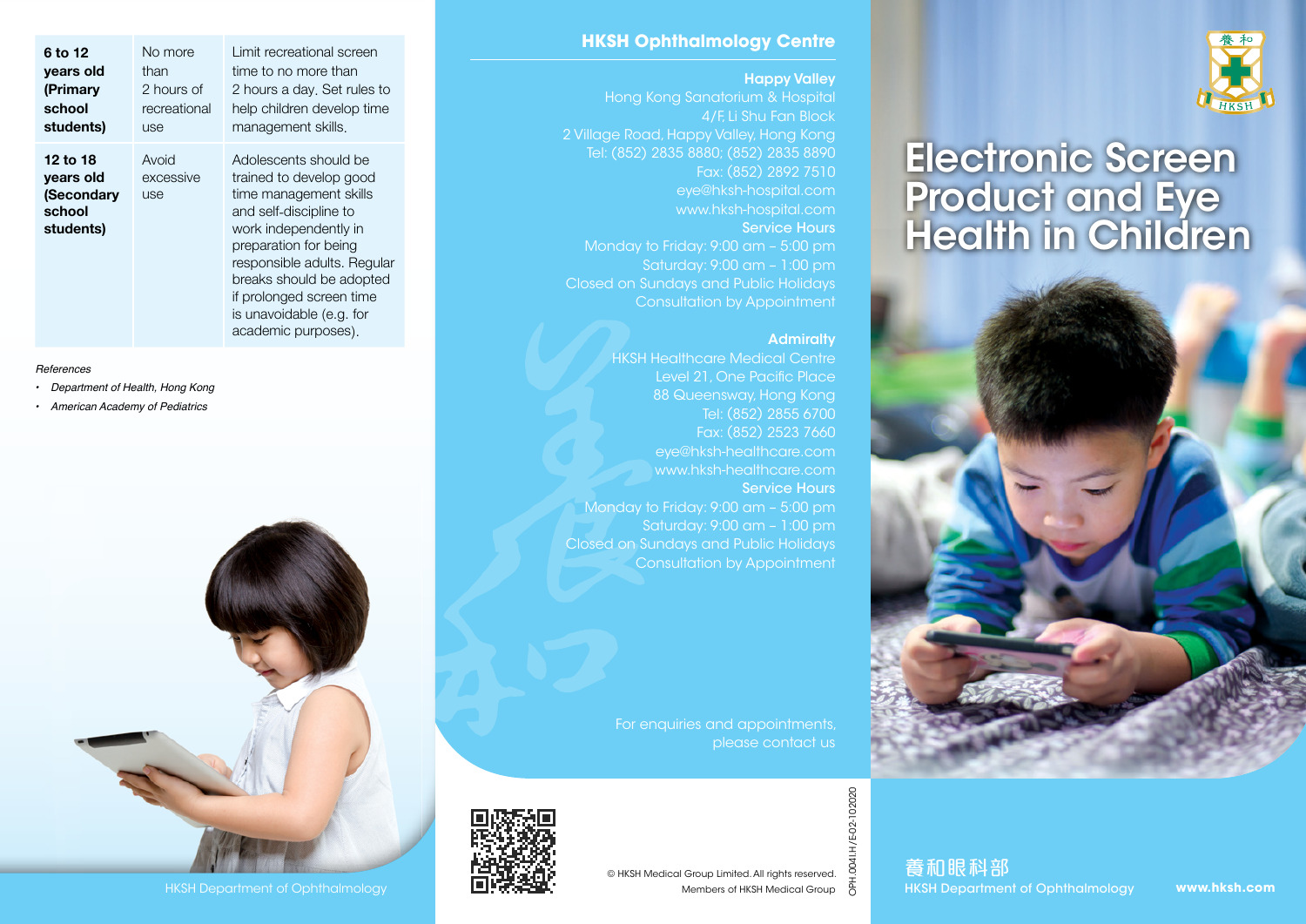| 6 to 12 years old (Primary school students) | No more than 2 hours of recreational use | Limit recreational screen time to no more than 2 hours a day. Set rules to help children develop time management skills. |
|---|---|---|
| 12 to 18 years old (Secondary school students) | Avoid excessive use | Adolescents should be trained to develop good time management skills and self-discipline to work independently in preparation for being responsible adults. Regular breaks should be adopted if prolonged screen time is unavoidable (e.g. for academic purposes). |

*References*

- *Department of Health, Hong Kong*
- *American Academy of Pediatrics*

HKSH Department of Ophthalmology

## HKSH Ophthalmology Centre

**Happy Valley**
Hong Kong Sanatorium & Hospital
4/F, Li Shu Fan Block
2 Village Road, Happy Valley, Hong Kong
Tel: (852) 2835 8880; (852) 2835 8890
Fax: (852) 2892 7510
eye@hksh-hospital.com
www.hksh-hospital.com

**Service Hours**
Monday to Friday: 9:00 am – 5:00 pm
Saturday: 9:00 am – 1:00 pm
Closed on Sundays and Public Holidays
Consultation by Appointment

**Admiralty**
HKSH Healthcare Medical Centre
Level 21, One Pacific Place
88 Queensway, Hong Kong
Tel: (852) 2855 6700
Fax: (852) 2523 7660
eye@hksh-healthcare.com
www.hksh-healthcare.com

**Service Hours**
Monday to Friday: 9:00 am – 5:00 pm
Saturday: 9:00 am – 1:00 pm
Closed on Sundays and Public Holidays
Consultation by Appointment

For enquiries and appointments, please contact us

© HKSH Medical Group Limited. All rights reserved.
Members of HKSH Medical Group

OPH.004I.H/E-02-102020

# Electronic Screen Product and Eye Health in Children

養和眼科部
HKSH Department of Ophthalmology

**www.hksh.com**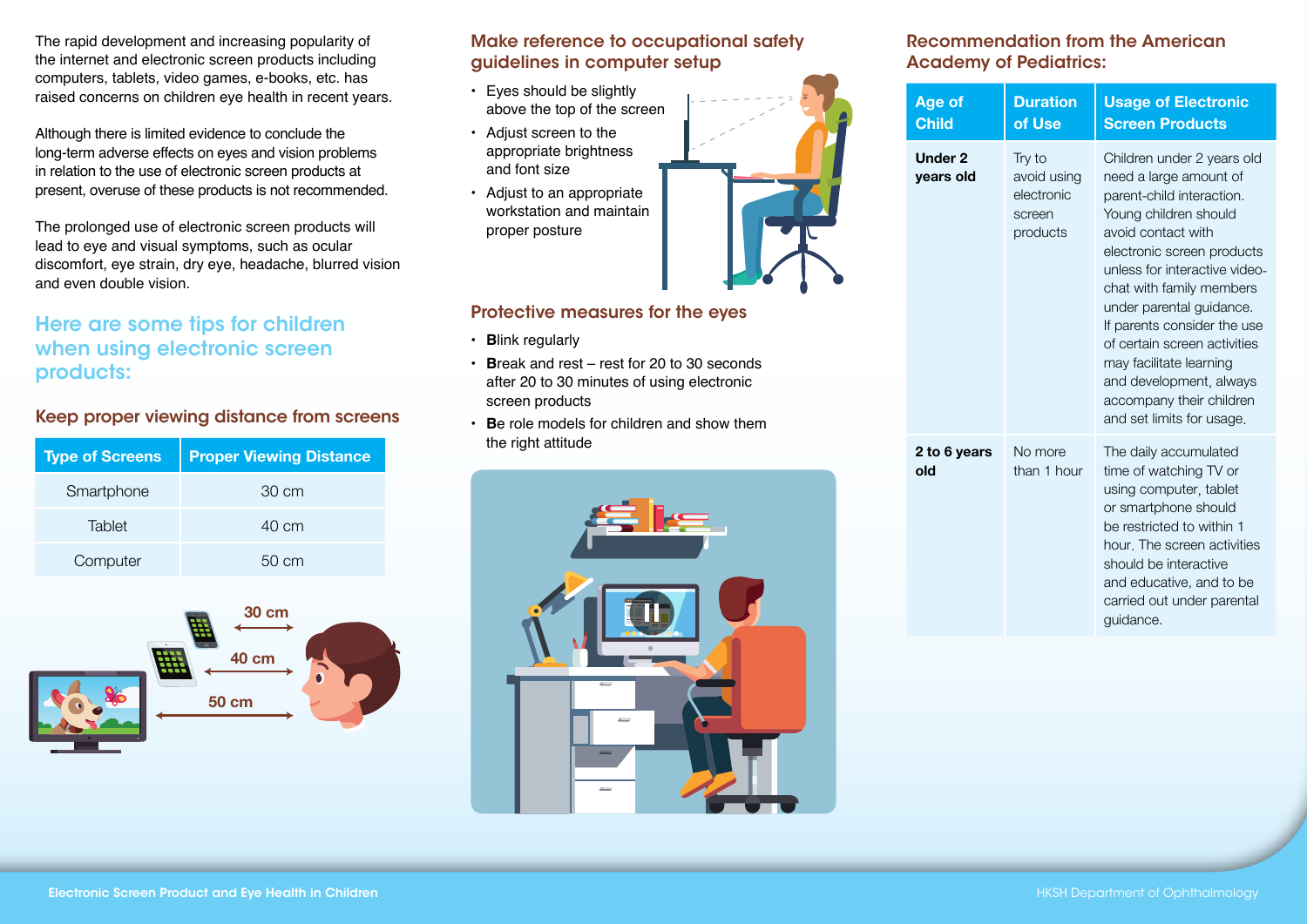The rapid development and increasing popularity of the internet and electronic screen products including computers, tablets, video games, e-books, etc. has raised concerns on children eye health in recent years.

Although there is limited evidence to conclude the long-term adverse effects on eyes and vision problems in relation to the use of electronic screen products at present, overuse of these products is not recommended.

The prolonged use of electronic screen products will lead to eye and visual symptoms, such as ocular discomfort, eye strain, dry eye, headache, blurred vision and even double vision.

## Here are some tips for children when using electronic screen products:

### Keep proper viewing distance from screens

| Type of Screens | Proper Viewing Distance |
| --- | --- |
| Smartphone | 30 cm |
| Tablet | 40 cm |
| Computer | 50 cm |

30 cm

40 cm

50 cm

### Make reference to occupational safety guidelines in computer setup

- Eyes should be slightly above the top of the screen
- Adjust screen to the appropriate brightness and font size
- Adjust to an appropriate workstation and maintain proper posture

### Protective measures for the eyes

- **B**link regularly
- **B**reak and rest – rest for 20 to 30 seconds after 20 to 30 minutes of using electronic screen products
- **B**e role models for children and show them the right attitude

### Recommendation from the American Academy of Pediatrics:

| Age of Child | Duration of Use | Usage of Electronic Screen Products |
| --- | --- | --- |
| **Under 2 years old** | Try to avoid using electronic screen products | Children under 2 years old need a large amount of parent-child interaction. Young children should avoid contact with electronic screen products unless for interactive video-chat with family members under parental guidance. If parents consider the use of certain screen activities may facilitate learning and development, always accompany their children and set limits for usage. |
| **2 to 6 years old** | No more than 1 hour | The daily accumulated time of watching TV or using computer, tablet or smartphone should be restricted to within 1 hour. The screen activities should be interactive and educative, and to be carried out under parental guidance. |